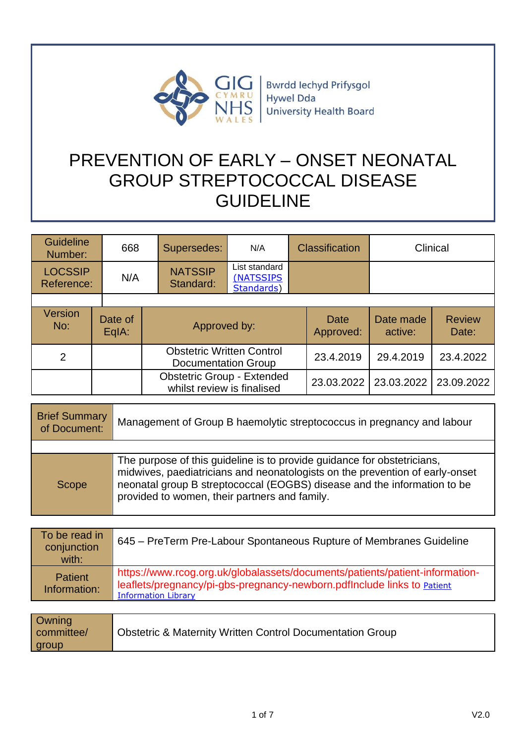Bwrdd Iechyd Prifysgol Hywel Dda University Health Board

# PREVENTION OF EARLY – ONSET NEONATAL GROUP STREPTOCOCCAL DISEASE GUIDELINE

| Guideline Number: | 668 | Supersedes: | N/A | Classification | Clinical |
|---|---|---|---|---|---|
| LOCSSIP Reference: | N/A | NATSSIP Standard: | List standard (NATSSIPS Standards) | | |

| Version No: | Date of EqIA: | Approved by: | Date Approved: | Date made active: | Review Date: |
|---|---|---|---|---|---|
| 2 | | Obstetric Written Control Documentation Group | 23.4.2019 | 29.4.2019 | 23.4.2022 |
| | | Obstetric Group - Extended whilst review is finalised | 23.03.2022 | 23.03.2022 | 23.09.2022 |

| Brief Summary of Document: | Management of Group B haemolytic streptococcus in pregnancy and labour |
|---|---|
| Scope | The purpose of this guideline is to provide guidance for obstetricians, midwives, paediatricians and neonatologists on the prevention of early-onset neonatal group B streptococcal (EOGBS) disease and the information to be provided to women, their partners and family. |

| To be read in conjunction with: | 645 – PreTerm Pre-Labour Spontaneous Rupture of Membranes Guideline |
|---|---|
| Patient Information: | https://www.rcog.org.uk/globalassets/documents/patients/patient-information-leaflets/pregnancy/pi-gbs-pregnancy-newborn.pdfInclude links to Patient Information Library |

| Owning committee/ group | Obstetric & Maternity Written Control Documentation Group |
|---|---|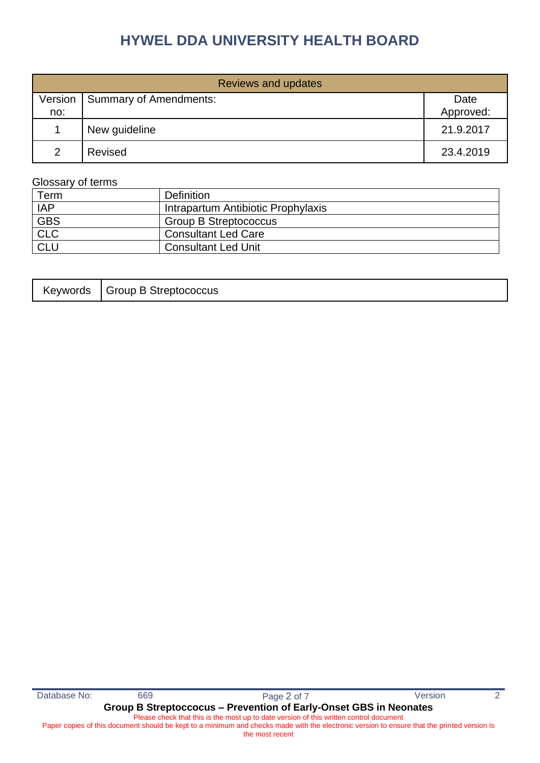# HYWEL DDA UNIVERSITY HEALTH BOARD

| Reviews and updates | | |
|---|---|---|
| Version no: | Summary of Amendments: | Date Approved: |
| 1 | New guideline | 21.9.2017 |
| 2 | Revised | 23.4.2019 |

Glossary of terms

| Term | Definition |
|---|---|
| IAP | Intrapartum Antibiotic Prophylaxis |
| GBS | Group B Streptococcus |
| CLC | Consultant Led Care |
| CLU | Consultant Led Unit |

| Keywords | Group B Streptococcus |
|---|---|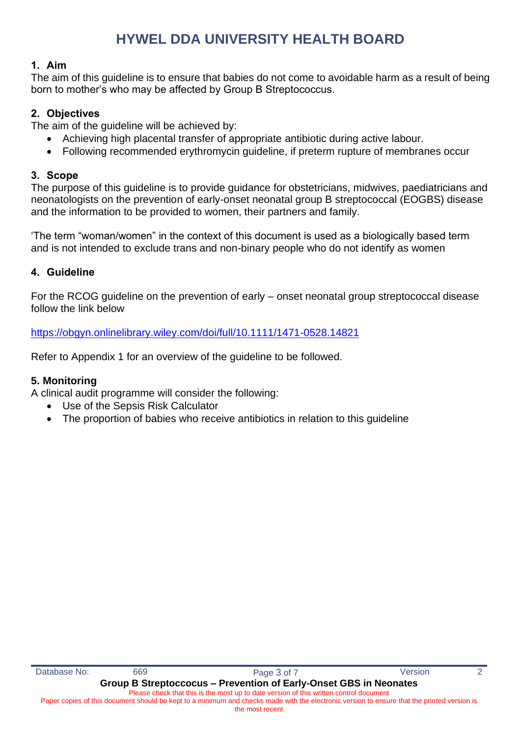## 1. Aim

The aim of this guideline is to ensure that babies do not come to avoidable harm as a result of being born to mother's who may be affected by Group B Streptococcus.

## 2. Objectives

The aim of the guideline will be achieved by:

- Achieving high placental transfer of appropriate antibiotic during active labour.
- Following recommended erythromycin guideline, if preterm rupture of membranes occur

## 3. Scope

The purpose of this guideline is to provide guidance for obstetricians, midwives, paediatricians and neonatologists on the prevention of early-onset neonatal group B streptococcal (EOGBS) disease and the information to be provided to women, their partners and family.

'The term "woman/women" in the context of this document is used as a biologically based term and is not intended to exclude trans and non-binary people who do not identify as women

## 4. Guideline

For the RCOG guideline on the prevention of early – onset neonatal group streptococcal disease follow the link below

https://obgyn.onlinelibrary.wiley.com/doi/full/10.1111/1471-0528.14821

Refer to Appendix 1 for an overview of the guideline to be followed.

## 5. Monitoring

A clinical audit programme will consider the following:

- Use of the Sepsis Risk Calculator
- The proportion of babies who receive antibiotics in relation to this guideline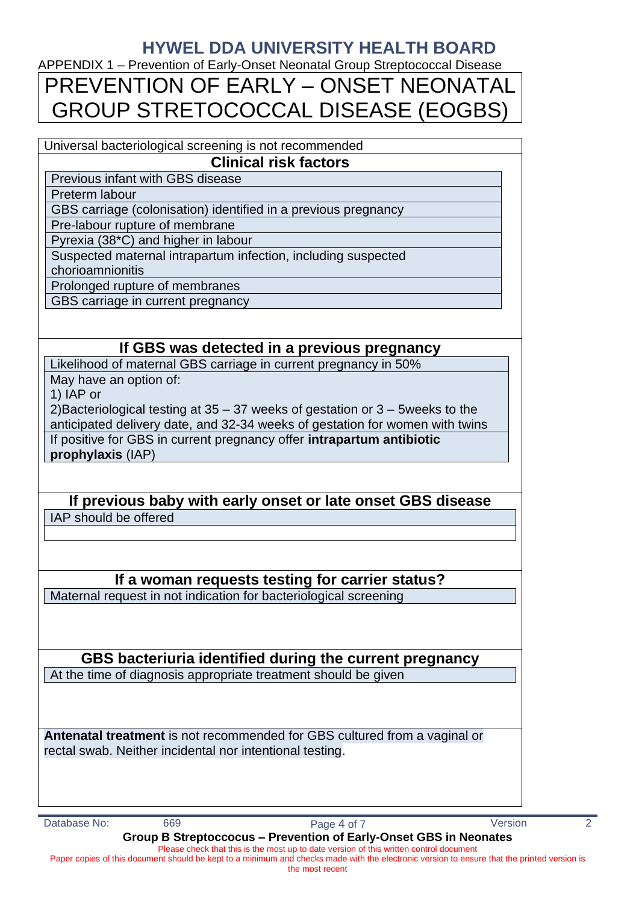HYWEL DDA UNIVERSITY HEALTH BOARD

APPENDIX 1 – Prevention of Early-Onset Neonatal Group Streptococcal Disease

# PREVENTION OF EARLY – ONSET NEONATAL GROUP STRETOCOCCAL DISEASE (EOGBS)

Universal bacteriological screening is not recommended

## Clinical risk factors

- Previous infant with GBS disease
- Preterm labour
- GBS carriage (colonisation) identified in a previous pregnancy
- Pre-labour rupture of membrane
- Pyrexia (38*C) and higher in labour
- Suspected maternal intrapartum infection, including suspected chorioamnionitis
- Prolonged rupture of membranes
- GBS carriage in current pregnancy

## If GBS was detected in a previous pregnancy

Likelihood of maternal GBS carriage in current pregnancy in 50%

May have an option of:

1) IAP or

2)Bacteriological testing at 35 – 37 weeks of gestation or 3 – 5weeks to the anticipated delivery date, and 32-34 weeks of gestation for women with twins

If positive for GBS in current pregnancy offer **intrapartum antibiotic prophylaxis** (IAP)

## If previous baby with early onset or late onset GBS disease

IAP should be offered

## If a woman requests testing for carrier status?

Maternal request in not indication for bacteriological screening

## GBS bacteriuria identified during the current pregnancy

At the time of diagnosis appropriate treatment should be given

**Antenatal treatment** is not recommended for GBS cultured from a vaginal or rectal swab. Neither incidental nor intentional testing.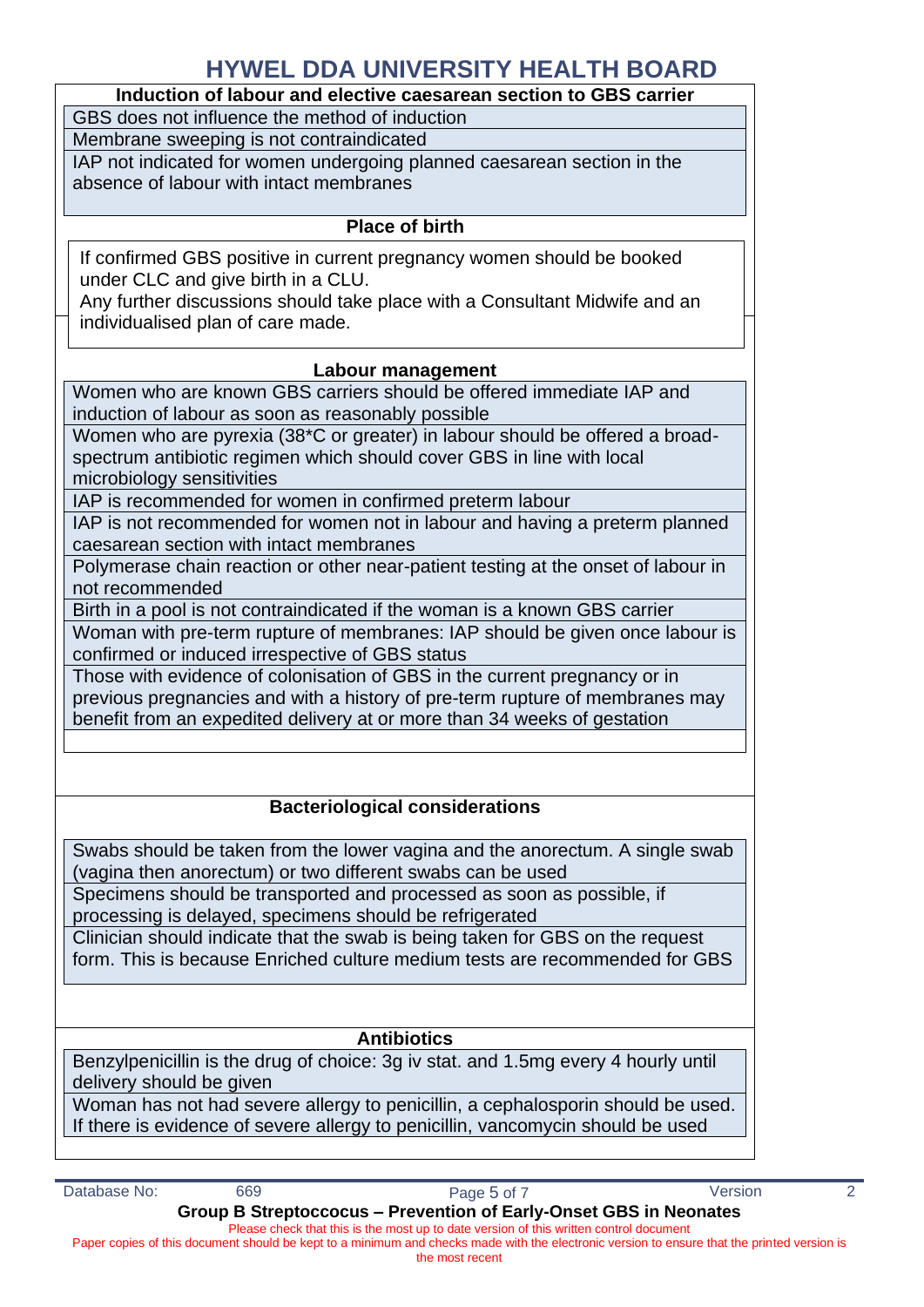## Induction of labour and elective caesarean section to GBS carrier

| |
|---|
| GBS does not influence the method of induction |
| Membrane sweeping is not contraindicated |
| IAP not indicated for women undergoing planned caesarean section in the absence of labour with intact membranes |

## Place of birth

If confirmed GBS positive in current pregnancy women should be booked under CLC and give birth in a CLU.
Any further discussions should take place with a Consultant Midwife and an individualised plan of care made.

## Labour management

| |
|---|
| Women who are known GBS carriers should be offered immediate IAP and induction of labour as soon as reasonably possible |
| Women who are pyrexia (38*C or greater) in labour should be offered a broad-spectrum antibiotic regimen which should cover GBS in line with local microbiology sensitivities |
| IAP is recommended for women in confirmed preterm labour |
| IAP is not recommended for women not in labour and having a preterm planned caesarean section with intact membranes |
| Polymerase chain reaction or other near-patient testing at the onset of labour in not recommended |
| Birth in a pool is not contraindicated if the woman is a known GBS carrier |
| Woman with pre-term rupture of membranes: IAP should be given once labour is confirmed or induced irrespective of GBS status |
| Those with evidence of colonisation of GBS in the current pregnancy or in previous pregnancies and with a history of pre-term rupture of membranes may benefit from an expedited delivery at or more than 34 weeks of gestation |

## Bacteriological considerations

| |
|---|
| Swabs should be taken from the lower vagina and the anorectum. A single swab (vagina then anorectum) or two different swabs can be used |
| Specimens should be transported and processed as soon as possible, if processing is delayed, specimens should be refrigerated |
| Clinician should indicate that the swab is being taken for GBS on the request form. This is because Enriched culture medium tests are recommended for GBS |

## Antibiotics

| |
|---|
| Benzylpenicillin is the drug of choice: 3g iv stat. and 1.5mg every 4 hourly until delivery should be given |
| Woman has not had severe allergy to penicillin, a cephalosporin should be used. If there is evidence of severe allergy to penicillin, vancomycin should be used |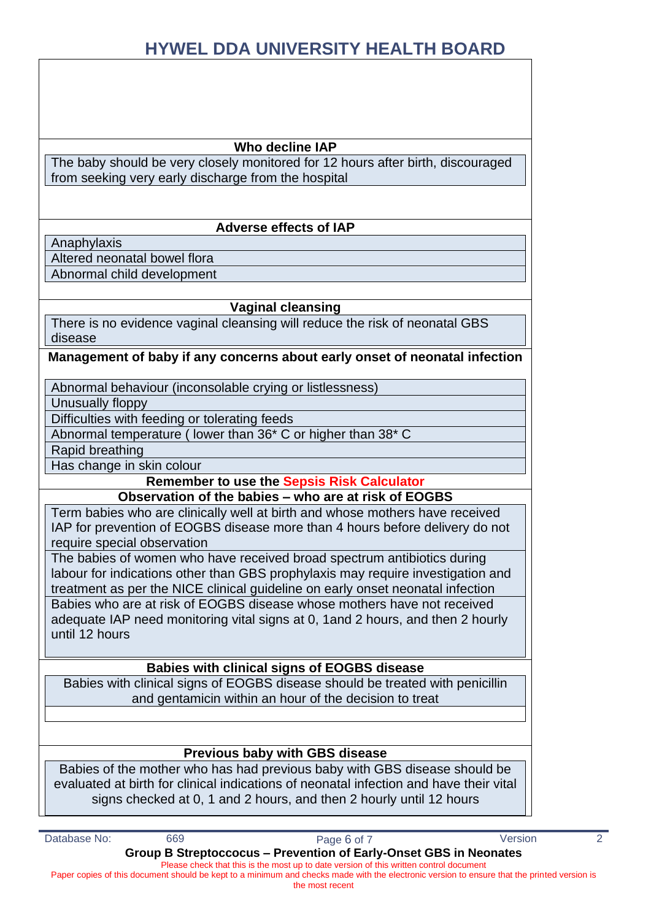**Who decline IAP**

The baby should be very closely monitored for 12 hours after birth, discouraged from seeking very early discharge from the hospital

**Adverse effects of IAP**

- Anaphylaxis
- Altered neonatal bowel flora
- Abnormal child development

**Vaginal cleansing**

There is no evidence vaginal cleansing will reduce the risk of neonatal GBS disease

**Management of baby if any concerns about early onset of neonatal infection**

- Abnormal behaviour (inconsolable crying or listlessness)
- Unusually floppy
- Difficulties with feeding or tolerating feeds
- Abnormal temperature ( lower than 36* C or higher than 38* C
- Rapid breathing
- Has change in skin colour

**Remember to use the Sepsis Risk Calculator**

**Observation of the babies – who are at risk of EOGBS**

Term babies who are clinically well at birth and whose mothers have received IAP for prevention of EOGBS disease more than 4 hours before delivery do not require special observation

The babies of women who have received broad spectrum antibiotics during labour for indications other than GBS prophylaxis may require investigation and treatment as per the NICE clinical guideline on early onset neonatal infection

Babies who are at risk of EOGBS disease whose mothers have not received adequate IAP need monitoring vital signs at 0, 1and 2 hours, and then 2 hourly until 12 hours

**Babies with clinical signs of EOGBS disease**

Babies with clinical signs of EOGBS disease should be treated with penicillin and gentamicin within an hour of the decision to treat

**Previous baby with GBS disease**

Babies of the mother who has had previous baby with GBS disease should be evaluated at birth for clinical indications of neonatal infection and have their vital signs checked at 0, 1 and 2 hours, and then 2 hourly until 12 hours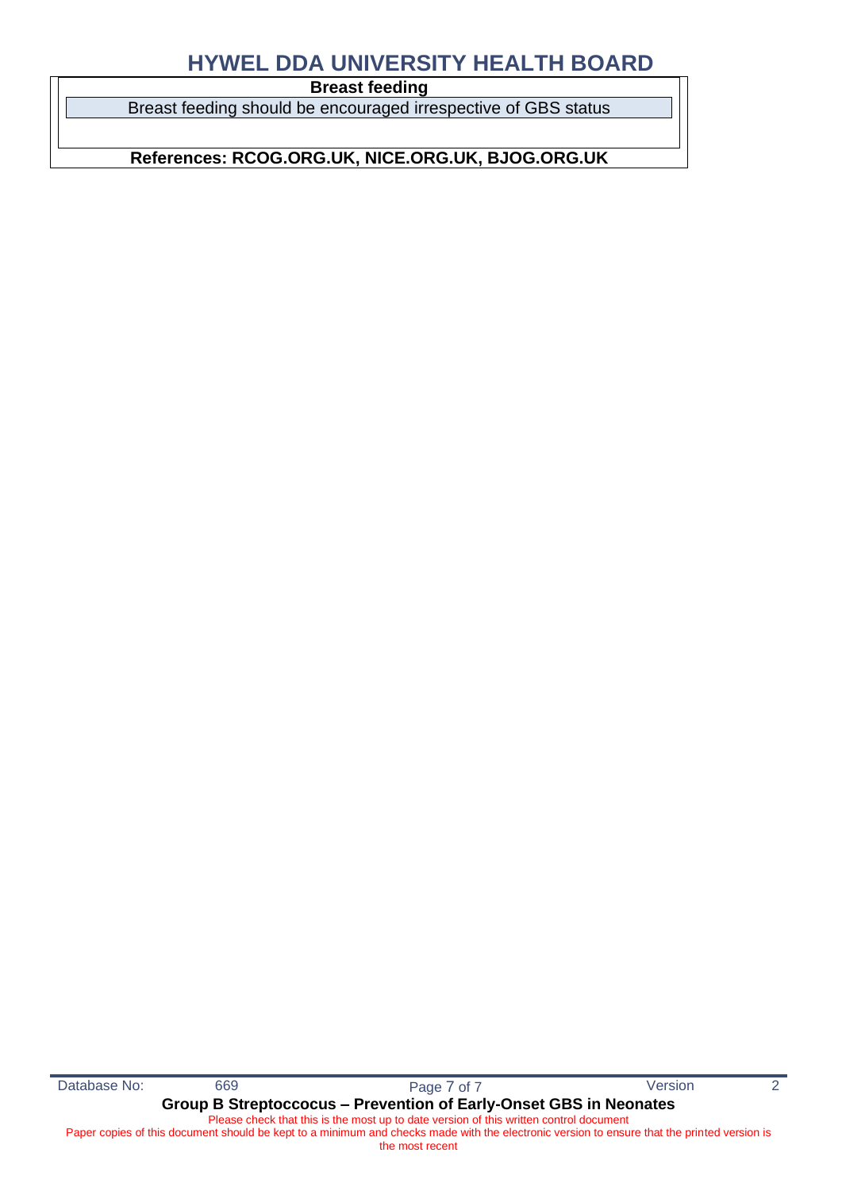**Breast feeding**

Breast feeding should be encouraged irrespective of GBS status

**References: RCOG.ORG.UK, NICE.ORG.UK, BJOG.ORG.UK**